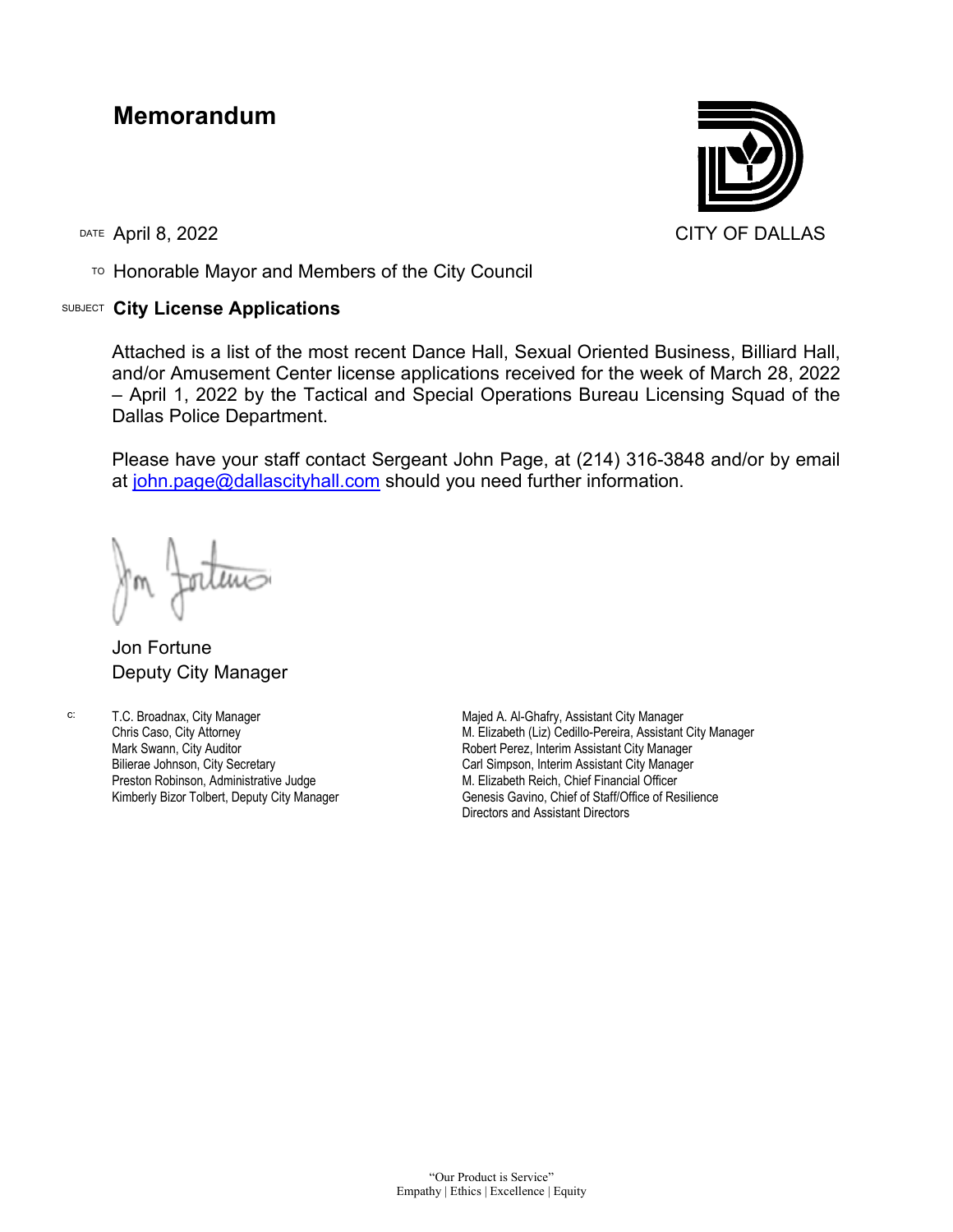# Memorandum

CITY OF DALLAS

DATE April 8, 2022

TO Honorable Mayor and Members of the City Council

SUBJECT **City License Applications**

Attached is a list of the most recent Dance Hall, Sexual Oriented Business, Billiard Hall, and/or Amusement Center license applications received for the week of March 28, 2022 – April 1, 2022 by the Tactical and Special Operations Bureau Licensing Squad of the Dallas Police Department.

Please have your staff contact Sergeant John Page, at (214) 316-3848 and/or by email at john.page@dallascityhall.com should you need further information.

Jon Fortune
Deputy City Manager

c:
T.C. Broadnax, City Manager
Chris Caso, City Attorney
Mark Swann, City Auditor
Bilierae Johnson, City Secretary
Preston Robinson, Administrative Judge
Kimberly Bizor Tolbert, Deputy City Manager
Majed A. Al-Ghafry, Assistant City Manager
M. Elizabeth (Liz) Cedillo-Pereira, Assistant City Manager
Robert Perez, Interim Assistant City Manager
Carl Simpson, Interim Assistant City Manager
M. Elizabeth Reich, Chief Financial Officer
Genesis Gavino, Chief of Staff/Office of Resilience
Directors and Assistant Directors

"Our Product is Service"
Empathy | Ethics | Excellence | Equity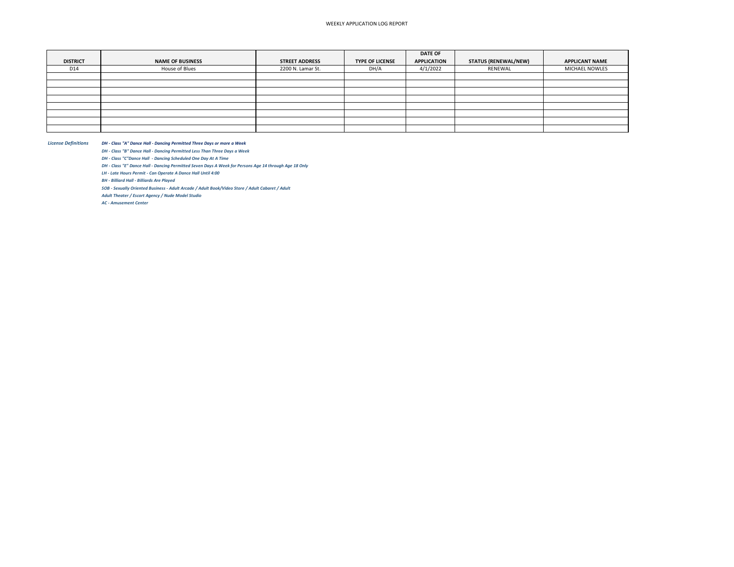WEEKLY APPLICATION LOG REPORT

| DISTRICT | NAME OF BUSINESS | STREET ADDRESS | TYPE OF LICENSE | DATE OF APPLICATION | STATUS (RENEWAL/NEW) | APPLICANT NAME |
|---|---|---|---|---|---|---|
| D14 | House of Blues | 2200 N. Lamar St. | DH/A | 4/1/2022 | RENEWAL | MICHAEL NOWLES |
| | | | | | | |
| | | | | | | |
| | | | | | | |
| | | | | | | |
| | | | | | | |
| | | | | | | |
| | | | | | | |
| | | | | | | |

*License Definitions*

***DH - Class "A" Dance Hall - Dancing Permitted Three Days or more a Week***

***DH - Class "B" Dance Hall - Dancing Permitted Less Than Three Days a Week***

***DH - Class "C"Dance Hall - Dancing Scheduled One Day At A Time***

***DH - Class "E" Dance Hall - Dancing Permitted Seven Days A Week for Persons Age 14 through Age 18 Only***

***LH - Late Hours Permit - Can Operate A Dance Hall Until 4:00***

***BH - Billiard Hall - Billiards Are Played***

***SOB - Sexually Oriented Business - Adult Arcade / Adult Book/Video Store / Adult Cabaret / Adult***

***Adult Theater / Escort Agency / Nude Model Studio***

***AC - Amusement Center***